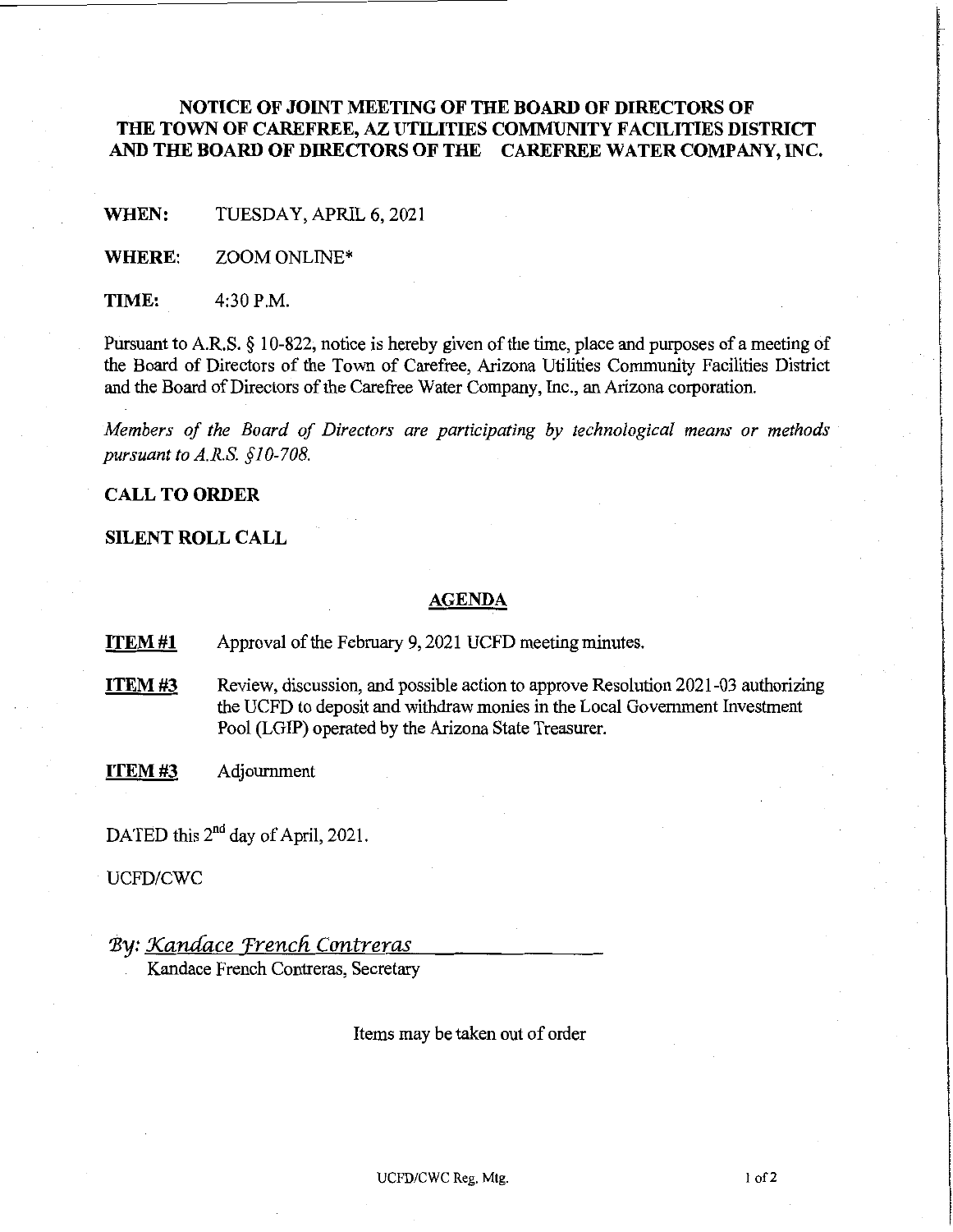# NOTICE OF JOINT MEETING OF THE BOARD OF DIRECTORS OF THE TOWN OF CAREFREE, AZ UTILITIES COMMUNITY FACILITIES DISTRICT AND THE BOARD OF DIRECTORS OF THE CAREFREE WATER COMPANY, INC.

**WHEN:** TUESDAY, APRIL 6, 2021

**WHERE:** ZOOM ONLINE*

**TIME:** 4:30 P.M.

Pursuant to A.R.S. § 10-822, notice is hereby given of the time, place and purposes of a meeting of the Board of Directors of the Town of Carefree, Arizona Utilities Community Facilities District and the Board of Directors of the Carefree Water Company, Inc., an Arizona corporation.

*Members of the Board of Directors are participating by technological means or methods pursuant to A.R.S. §10-708.*

**CALL TO ORDER**

**SILENT ROLL CALL**

## AGENDA

**ITEM #1** Approval of the February 9, 2021 UCFD meeting minutes.

**ITEM #3** Review, discussion, and possible action to approve Resolution 2021-03 authorizing the UCFD to deposit and withdraw monies in the Local Government Investment Pool (LGIP) operated by the Arizona State Treasurer.

**ITEM #3** Adjournment

DATED this 2nd day of April, 2021.

UCFD/CWC

*By: Kandace French Contreras*
Kandace French Contreras, Secretary

Items may be taken out of order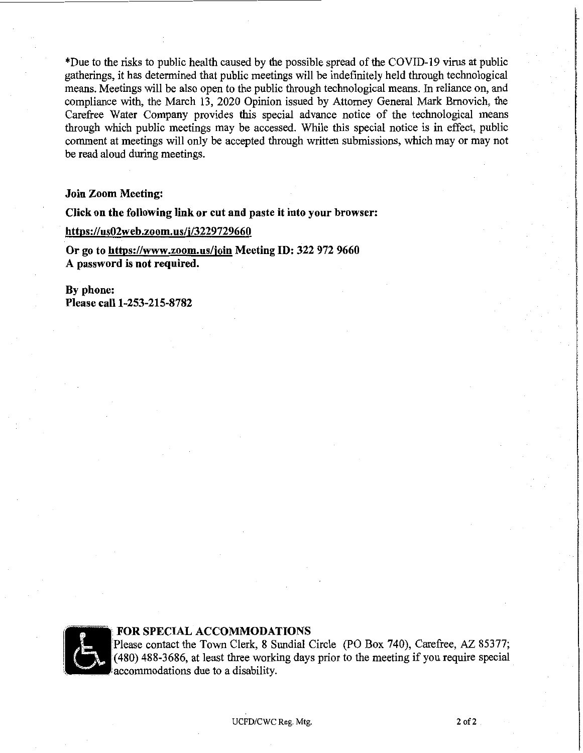*Due to the risks to public health caused by the possible spread of the COVID-19 virus at public gatherings, it has determined that public meetings will be indefinitely held through technological means. Meetings will be also open to the public through technological means. In reliance on, and compliance with, the March 13, 2020 Opinion issued by Attorney General Mark Brnovich, the Carefree Water Company provides this special advance notice of the technological means through which public meetings may be accessed. While this special notice is in effect, public comment at meetings will only be accepted through written submissions, which may or may not be read aloud during meetings.

**Join Zoom Meeting:**

**Click on the following link or cut and paste it into your browser:**

**https://us02web.zoom.us/j/3229729660**

**Or go to https://www.zoom.us/join Meeting ID: 322 972 9660**
**A password is not required.**

**By phone:**
**Please call 1-253-215-8782**

**FOR SPECIAL ACCOMMODATIONS**
Please contact the Town Clerk, 8 Sundial Circle (PO Box 740), Carefree, AZ 85377; (480) 488-3686, at least three working days prior to the meeting if you require special accommodations due to a disability.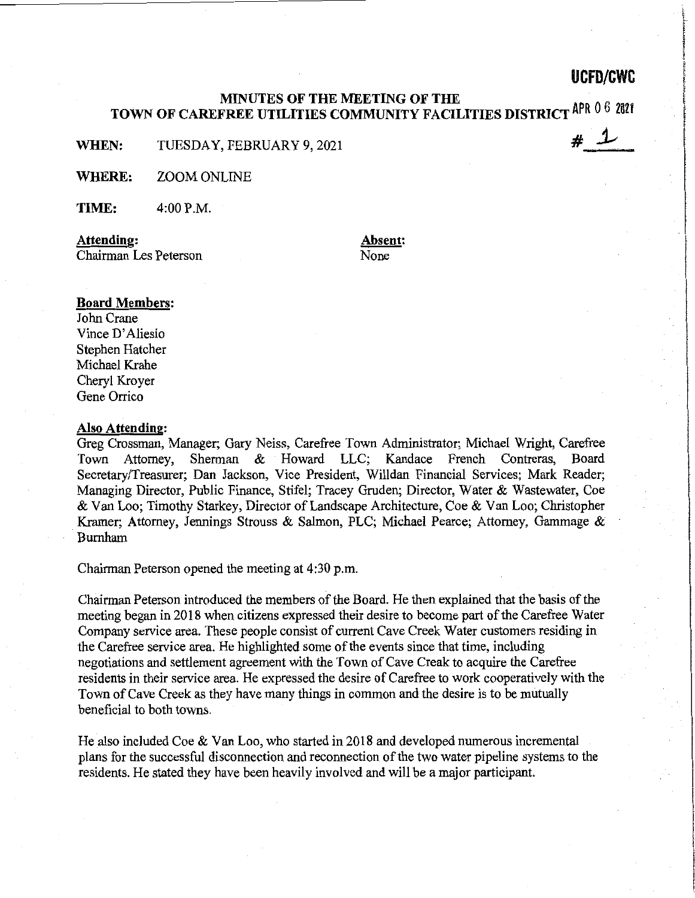UCFD/CWC

APR 0 6 2021

# 1

# MINUTES OF THE MEETING OF THE TOWN OF CAREFREE UTILITIES COMMUNITY FACILITIES DISTRICT

**WHEN:** TUESDAY, FEBRUARY 9, 2021

**WHERE:** ZOOM ONLINE

**TIME:** 4:00 P.M.

**Attending:**
Chairman Les Peterson

**Absent:**
None

**Board Members:**
John Crane
Vince D'Aliesio
Stephen Hatcher
Michael Krahe
Cheryl Kroyer
Gene Orrico

**Also Attending:**
Greg Crossman, Manager; Gary Neiss, Carefree Town Administrator; Michael Wright, Carefree Town Attorney, Sherman & Howard LLC; Kandace French Contreras, Board Secretary/Treasurer; Dan Jackson, Vice President, Willdan Financial Services; Mark Reader; Managing Director, Public Finance, Stifel; Tracey Gruden; Director, Water & Wastewater, Coe & Van Loo; Timothy Starkey, Director of Landscape Architecture, Coe & Van Loo; Christopher Kramer; Attorney, Jennings Strouss & Salmon, PLC; Michael Pearce; Attorney, Gammage & Burnham

Chairman Peterson opened the meeting at 4:30 p.m.

Chairman Peterson introduced the members of the Board. He then explained that the basis of the meeting began in 2018 when citizens expressed their desire to become part of the Carefree Water Company service area. These people consist of current Cave Creek Water customers residing in the Carefree service area. He highlighted some of the events since that time, including negotiations and settlement agreement with the Town of Cave Creak to acquire the Carefree residents in their service area. He expressed the desire of Carefree to work cooperatively with the Town of Cave Creek as they have many things in common and the desire is to be mutually beneficial to both towns.

He also included Coe & Van Loo, who started in 2018 and developed numerous incremental plans for the successful disconnection and reconnection of the two water pipeline systems to the residents. He stated they have been heavily involved and will be a major participant.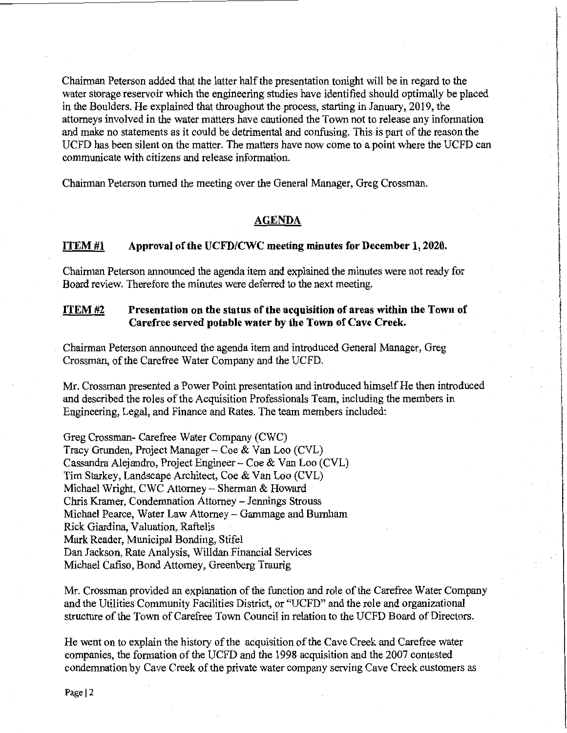Chairman Peterson added that the latter half the presentation tonight will be in regard to the water storage reservoir which the engineering studies have identified should optimally be placed in the Boulders. He explained that throughout the process, starting in January, 2019, the attorneys involved in the water matters have cautioned the Town not to release any information and make no statements as it could be detrimental and confusing. This is part of the reason the UCFD has been silent on the matter. The matters have now come to a point where the UCFD can communicate with citizens and release information.

Chairman Peterson turned the meeting over the General Manager, Greg Crossman.

## AGENDA

### ITEM #1 Approval of the UCFD/CWC meeting minutes for December 1, 2020.

Chairman Peterson announced the agenda item and explained the minutes were not ready for Board review. Therefore the minutes were deferred to the next meeting.

### ITEM #2 Presentation on the status of the acquisition of areas within the Town of Carefree served potable water by the Town of Cave Creek.

Chairman Peterson announced the agenda item and introduced General Manager, Greg Crossman, of the Carefree Water Company and the UCFD.

Mr. Crossman presented a Power Point presentation and introduced himself He then introduced and described the roles of the Acquisition Professionals Team, including the members in Engineering, Legal, and Finance and Rates. The team members included:

Greg Crossman- Carefree Water Company (CWC)
Tracy Grunden, Project Manager – Coe & Van Loo (CVL)
Cassandra Alejandro, Project Engineer – Coe & Van Loo (CVL)
Tim Starkey, Landscape Architect, Coe & Van Loo (CVL)
Michael Wright, CWC Attorney – Sherman & Howard
Chris Kramer, Condemnation Attorney – Jennings Strouss
Michael Pearce, Water Law Attorney – Gammage and Burnham
Rick Giardina, Valuation, Raftelis
Mark Reader, Municipal Bonding, Stifel
Dan Jackson, Rate Analysis, Willdan Financial Services
Michael Cafiso, Bond Attorney, Greenberg Traurig

Mr. Crossman provided an explanation of the function and role of the Carefree Water Company and the Utilities Community Facilities District, or "UCFD" and the role and organizational structure of the Town of Carefree Town Council in relation to the UCFD Board of Directors.

He went on to explain the history of the acquisition of the Cave Creek and Carefree water companies, the formation of the UCFD and the 1998 acquisition and the 2007 contested condemnation by Cave Creek of the private water company serving Cave Creek customers as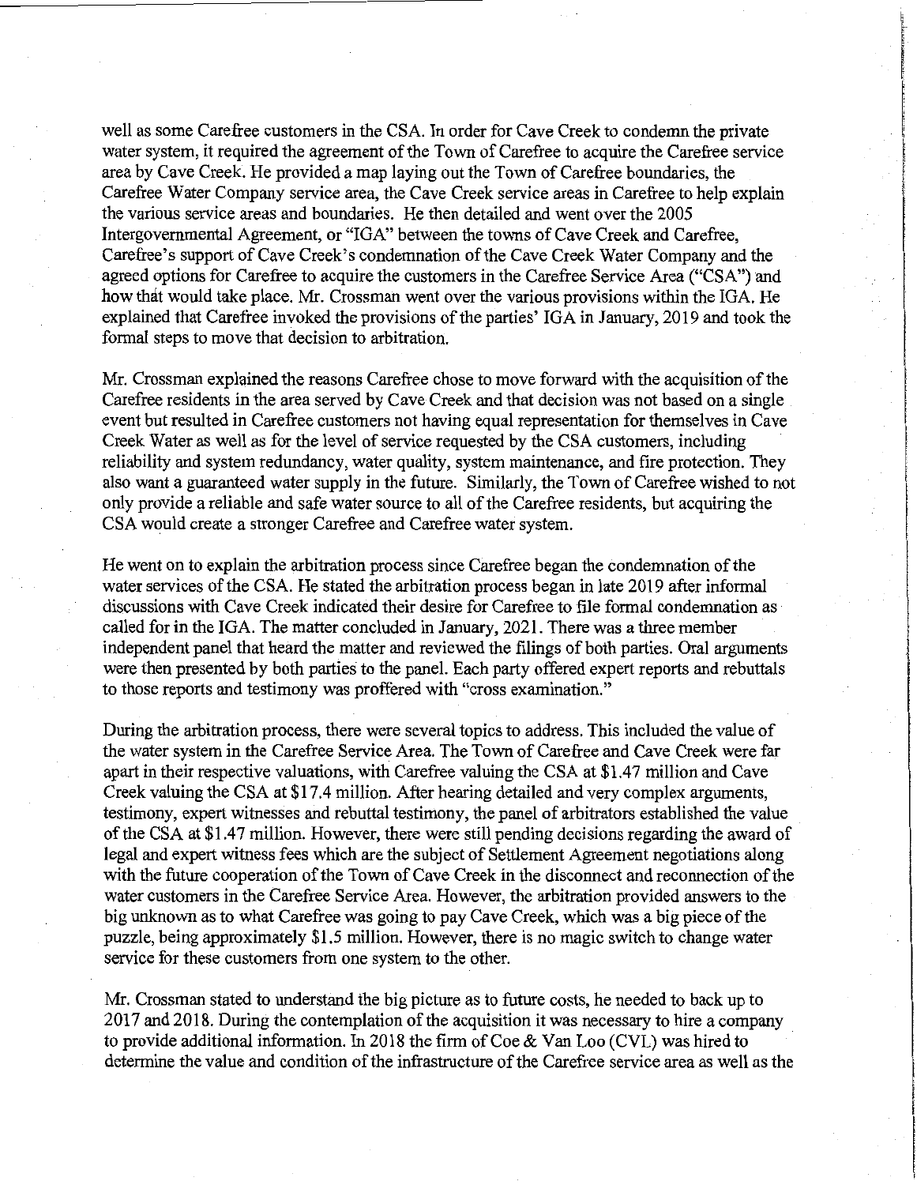well as some Carefree customers in the CSA. In order for Cave Creek to condemn the private water system, it required the agreement of the Town of Carefree to acquire the Carefree service area by Cave Creek. He provided a map laying out the Town of Carefree boundaries, the Carefree Water Company service area, the Cave Creek service areas in Carefree to help explain the various service areas and boundaries. He then detailed and went over the 2005 Intergovernmental Agreement, or "IGA" between the towns of Cave Creek and Carefree, Carefree's support of Cave Creek's condemnation of the Cave Creek Water Company and the agreed options for Carefree to acquire the customers in the Carefree Service Area ("CSA") and how that would take place. Mr. Crossman went over the various provisions within the IGA. He explained that Carefree invoked the provisions of the parties' IGA in January, 2019 and took the formal steps to move that decision to arbitration.

Mr. Crossman explained the reasons Carefree chose to move forward with the acquisition of the Carefree residents in the area served by Cave Creek and that decision was not based on a single event but resulted in Carefree customers not having equal representation for themselves in Cave Creek Water as well as for the level of service requested by the CSA customers, including reliability and system redundancy, water quality, system maintenance, and fire protection. They also want a guaranteed water supply in the future. Similarly, the Town of Carefree wished to not only provide a reliable and safe water source to all of the Carefree residents, but acquiring the CSA would create a stronger Carefree and Carefree water system.

He went on to explain the arbitration process since Carefree began the condemnation of the water services of the CSA. He stated the arbitration process began in late 2019 after informal discussions with Cave Creek indicated their desire for Carefree to file formal condemnation as called for in the IGA. The matter concluded in January, 2021. There was a three member independent panel that heard the matter and reviewed the filings of both parties. Oral arguments were then presented by both parties to the panel. Each party offered expert reports and rebuttals to those reports and testimony was proffered with "cross examination."

During the arbitration process, there were several topics to address. This included the value of the water system in the Carefree Service Area. The Town of Carefree and Cave Creek were far apart in their respective valuations, with Carefree valuing the CSA at $1.47 million and Cave Creek valuing the CSA at $17.4 million. After hearing detailed and very complex arguments, testimony, expert witnesses and rebuttal testimony, the panel of arbitrators established the value of the CSA at $1.47 million. However, there were still pending decisions regarding the award of legal and expert witness fees which are the subject of Settlement Agreement negotiations along with the future cooperation of the Town of Cave Creek in the disconnect and reconnection of the water customers in the Carefree Service Area. However, the arbitration provided answers to the big unknown as to what Carefree was going to pay Cave Creek, which was a big piece of the puzzle, being approximately $1.5 million. However, there is no magic switch to change water service for these customers from one system to the other.

Mr. Crossman stated to understand the big picture as to future costs, he needed to back up to 2017 and 2018. During the contemplation of the acquisition it was necessary to hire a company to provide additional information. In 2018 the firm of Coe & Van Loo (CVL) was hired to determine the value and condition of the infrastructure of the Carefree service area as well as the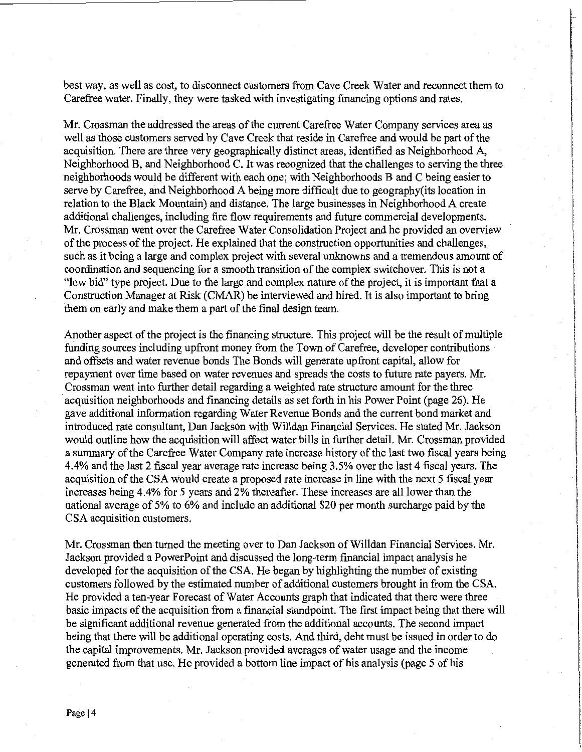best way, as well as cost, to disconnect customers from Cave Creek Water and reconnect them to Carefree water. Finally, they were tasked with investigating financing options and rates.

Mr. Crossman the addressed the areas of the current Carefree Water Company services area as well as those customers served by Cave Creek that reside in Carefree and would be part of the acquisition. There are three very geographically distinct areas, identified as Neighborhood A, Neighborhood B, and Neighborhood C. It was recognized that the challenges to serving the three neighborhoods would be different with each one; with Neighborhoods B and C being easier to serve by Carefree, and Neighborhood A being more difficult due to geography(its location in relation to the Black Mountain) and distance. The large businesses in Neighborhood A create additional challenges, including fire flow requirements and future commercial developments. Mr. Crossman went over the Carefree Water Consolidation Project and he provided an overview of the process of the project. He explained that the construction opportunities and challenges, such as it being a large and complex project with several unknowns and a tremendous amount of coordination and sequencing for a smooth transition of the complex switchover. This is not a "low bid" type project. Due to the large and complex nature of the project, it is important that a Construction Manager at Risk (CMAR) be interviewed and hired. It is also important to bring them on early and make them a part of the final design team.

Another aspect of the project is the financing structure. This project will be the result of multiple funding sources including upfront money from the Town of Carefree, developer contributions and offsets and water revenue bonds The Bonds will generate upfront capital, allow for repayment over time based on water revenues and spreads the costs to future rate payers. Mr. Crossman went into further detail regarding a weighted rate structure amount for the three acquisition neighborhoods and financing details as set forth in his Power Point (page 26). He gave additional information regarding Water Revenue Bonds and the current bond market and introduced rate consultant, Dan Jackson with Willdan Financial Services. He stated Mr. Jackson would outline how the acquisition will affect water bills in further detail. Mr. Crossman provided a summary of the Carefree Water Company rate increase history of the last two fiscal years being 4.4% and the last 2 fiscal year average rate increase being 3.5% over the last 4 fiscal years. The acquisition of the CSA would create a proposed rate increase in line with the next 5 fiscal year increases being 4.4% for 5 years and 2% thereafter. These increases are all lower than the national average of 5% to 6% and include an additional $20 per month surcharge paid by the CSA acquisition customers.

Mr. Crossman then turned the meeting over to Dan Jackson of Willdan Financial Services. Mr. Jackson provided a PowerPoint and discussed the long-term financial impact analysis he developed for the acquisition of the CSA. He began by highlighting the number of existing customers followed by the estimated number of additional customers brought in from the CSA. He provided a ten-year Forecast of Water Accounts graph that indicated that there were three basic impacts of the acquisition from a financial standpoint. The first impact being that there will be significant additional revenue generated from the additional accounts. The second impact being that there will be additional operating costs. And third, debt must be issued in order to do the capital improvements. Mr. Jackson provided averages of water usage and the income generated from that use. He provided a bottom line impact of his analysis (page 5 of his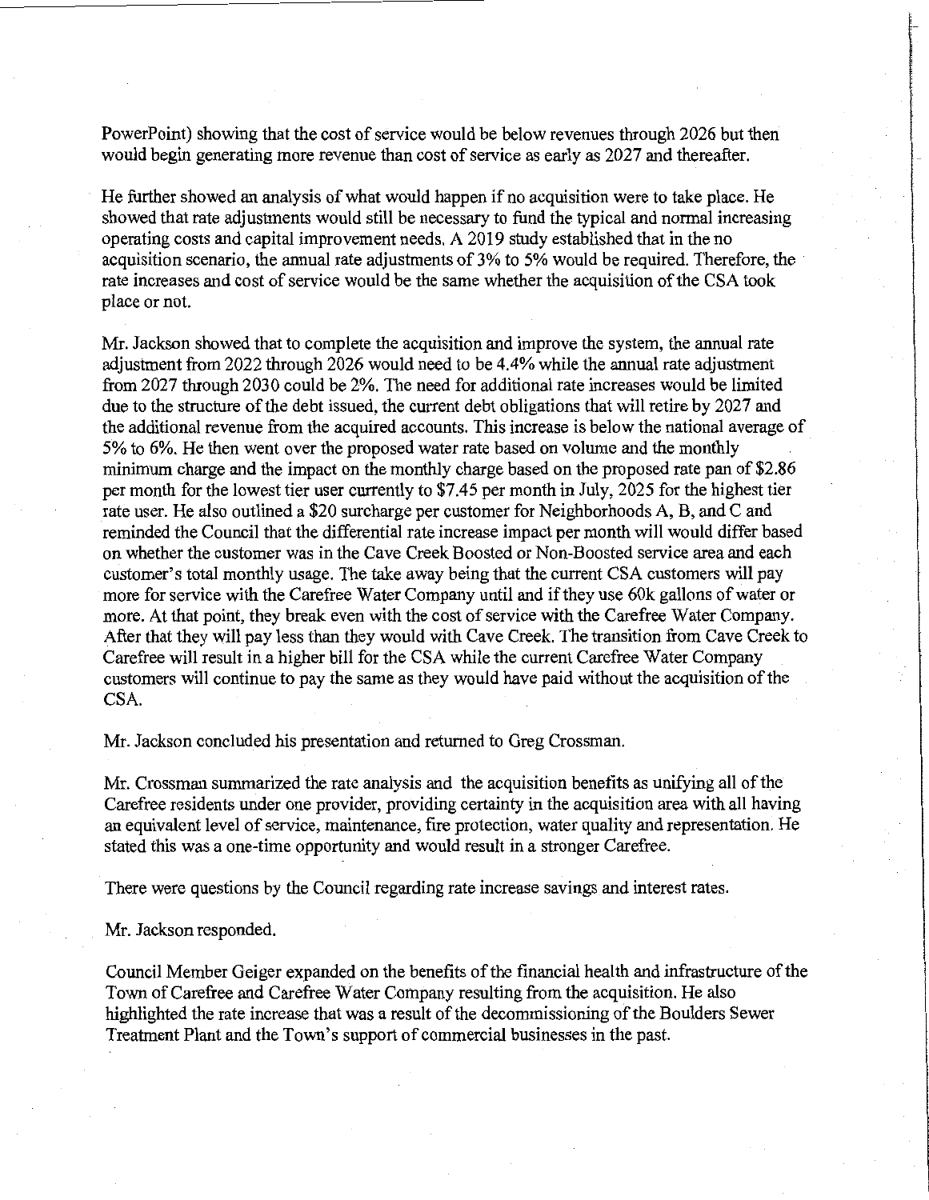PowerPoint) showing that the cost of service would be below revenues through 2026 but then would begin generating more revenue than cost of service as early as 2027 and thereafter.

He further showed an analysis of what would happen if no acquisition were to take place. He showed that rate adjustments would still be necessary to fund the typical and normal increasing operating costs and capital improvement needs. A 2019 study established that in the no acquisition scenario, the annual rate adjustments of 3% to 5% would be required. Therefore, the rate increases and cost of service would be the same whether the acquisition of the CSA took place or not.

Mr. Jackson showed that to complete the acquisition and improve the system, the annual rate adjustment from 2022 through 2026 would need to be 4.4% while the annual rate adjustment from 2027 through 2030 could be 2%. The need for additional rate increases would be limited due to the structure of the debt issued, the current debt obligations that will retire by 2027 and the additional revenue from the acquired accounts. This increase is below the national average of 5% to 6%. He then went over the proposed water rate based on volume and the monthly minimum charge and the impact on the monthly charge based on the proposed rate pan of $2.86 per month for the lowest tier user currently to $7.45 per month in July, 2025 for the highest tier rate user. He also outlined a $20 surcharge per customer for Neighborhoods A, B, and C and reminded the Council that the differential rate increase impact per month will would differ based on whether the customer was in the Cave Creek Boosted or Non-Boosted service area and each customer's total monthly usage. The take away being that the current CSA customers will pay more for service with the Carefree Water Company until and if they use 60k gallons of water or more. At that point, they break even with the cost of service with the Carefree Water Company. After that they will pay less than they would with Cave Creek. The transition from Cave Creek to Carefree will result in a higher bill for the CSA while the current Carefree Water Company customers will continue to pay the same as they would have paid without the acquisition of the CSA.

Mr. Jackson concluded his presentation and returned to Greg Crossman.

Mr. Crossman summarized the rate analysis and the acquisition benefits as unifying all of the Carefree residents under one provider, providing certainty in the acquisition area with all having an equivalent level of service, maintenance, fire protection, water quality and representation. He stated this was a one-time opportunity and would result in a stronger Carefree.

There were questions by the Council regarding rate increase savings and interest rates.

Mr. Jackson responded.

Council Member Geiger expanded on the benefits of the financial health and infrastructure of the Town of Carefree and Carefree Water Company resulting from the acquisition. He also highlighted the rate increase that was a result of the decommissioning of the Boulders Sewer Treatment Plant and the Town's support of commercial businesses in the past.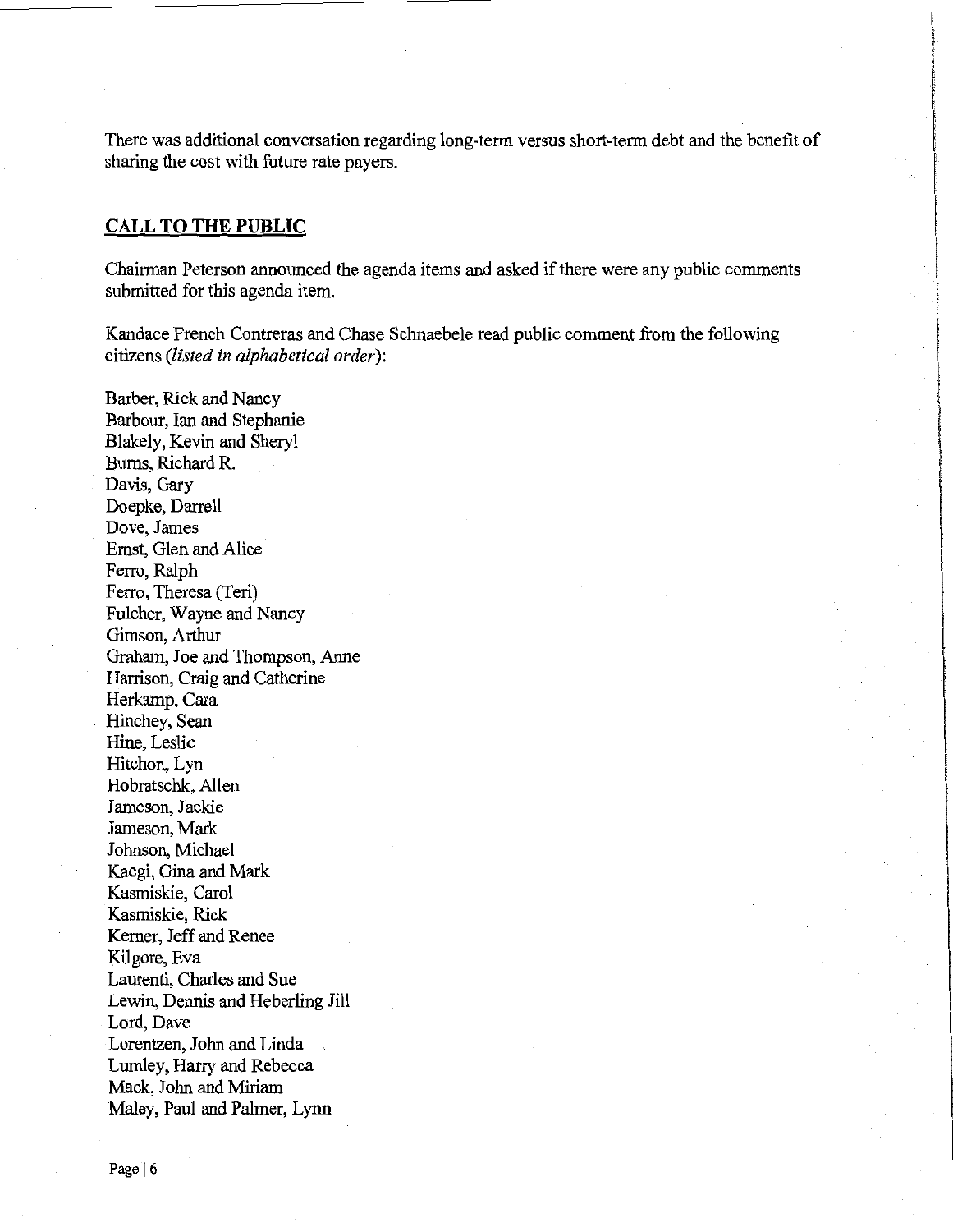There was additional conversation regarding long-term versus short-term debt and the benefit of sharing the cost with future rate payers.

## CALL TO THE PUBLIC

Chairman Peterson announced the agenda items and asked if there were any public comments submitted for this agenda item.

Kandace French Contreras and Chase Schnaebele read public comment from the following citizens *(listed in alphabetical order)*:

Barber, Rick and Nancy
Barbour, Ian and Stephanie
Blakely, Kevin and Sheryl
Burns, Richard R.
Davis, Gary
Doepke, Darrell
Dove, James
Ernst, Glen and Alice
Ferro, Ralph
Ferro, Theresa (Teri)
Fulcher, Wayne and Nancy
Gimson, Arthur
Graham, Joe and Thompson, Anne
Harrison, Craig and Catherine
Herkamp, Cara
Hinchey, Sean
Hine, Leslie
Hitchon, Lyn
Hobratschk, Allen
Jameson, Jackie
Jameson, Mark
Johnson, Michael
Kaegi, Gina and Mark
Kasmiskie, Carol
Kasmiskie, Rick
Kerner, Jeff and Renee
Kilgore, Eva
Laurenti, Charles and Sue
Lewin, Dennis and Heberling Jill
Lord, Dave
Lorentzen, John and Linda
Lumley, Harry and Rebecca
Mack, John and Miriam
Maley, Paul and Palmer, Lynn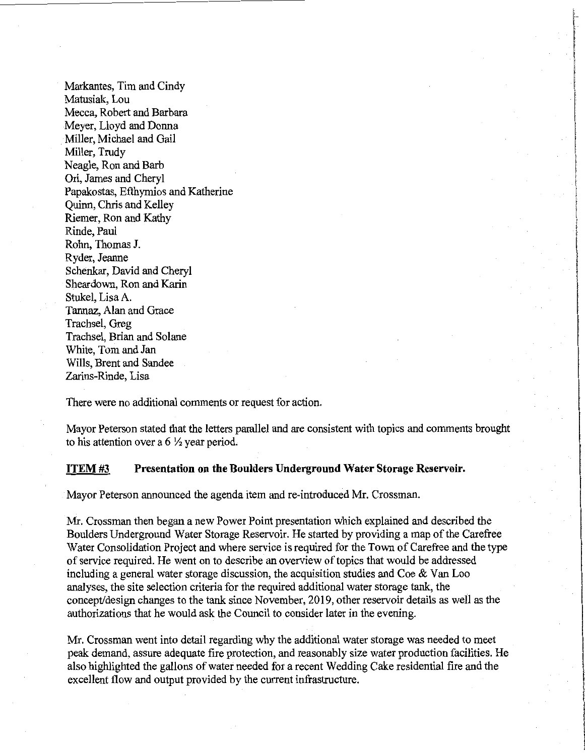Markantes, Tim and Cindy
Matusiak, Lou
Mecca, Robert and Barbara
Meyer, Lloyd and Donna
Miller, Michael and Gail
Miller, Trudy
Neagle, Ron and Barb
Ori, James and Cheryl
Papakostas, Efthymios and Katherine
Quinn, Chris and Kelley
Riemer, Ron and Kathy
Rinde, Paul
Rohn, Thomas J.
Ryder, Jeanne
Schenkar, David and Cheryl
Sheardown, Ron and Karin
Stukel, Lisa A.
Tannaz, Alan and Grace
Trachsel, Greg
Trachsel, Brian and Solane
White, Tom and Jan
Wills, Brent and Sandee
Zarins-Rinde, Lisa

There were no additional comments or request for action.

Mayor Peterson stated that the letters parallel and are consistent with topics and comments brought to his attention over a 6 ½ year period.

**ITEM #3 Presentation on the Boulders Underground Water Storage Reservoir.**

Mayor Peterson announced the agenda item and re-introduced Mr. Crossman.

Mr. Crossman then began a new Power Point presentation which explained and described the Boulders Underground Water Storage Reservoir. He started by providing a map of the Carefree Water Consolidation Project and where service is required for the Town of Carefree and the type of service required. He went on to describe an overview of topics that would be addressed including a general water storage discussion, the acquisition studies and Coe & Van Loo analyses, the site selection criteria for the required additional water storage tank, the concept/design changes to the tank since November, 2019, other reservoir details as well as the authorizations that he would ask the Council to consider later in the evening.

Mr. Crossman went into detail regarding why the additional water storage was needed to meet peak demand, assure adequate fire protection, and reasonably size water production facilities. He also highlighted the gallons of water needed for a recent Wedding Cake residential fire and the excellent flow and output provided by the current infrastructure.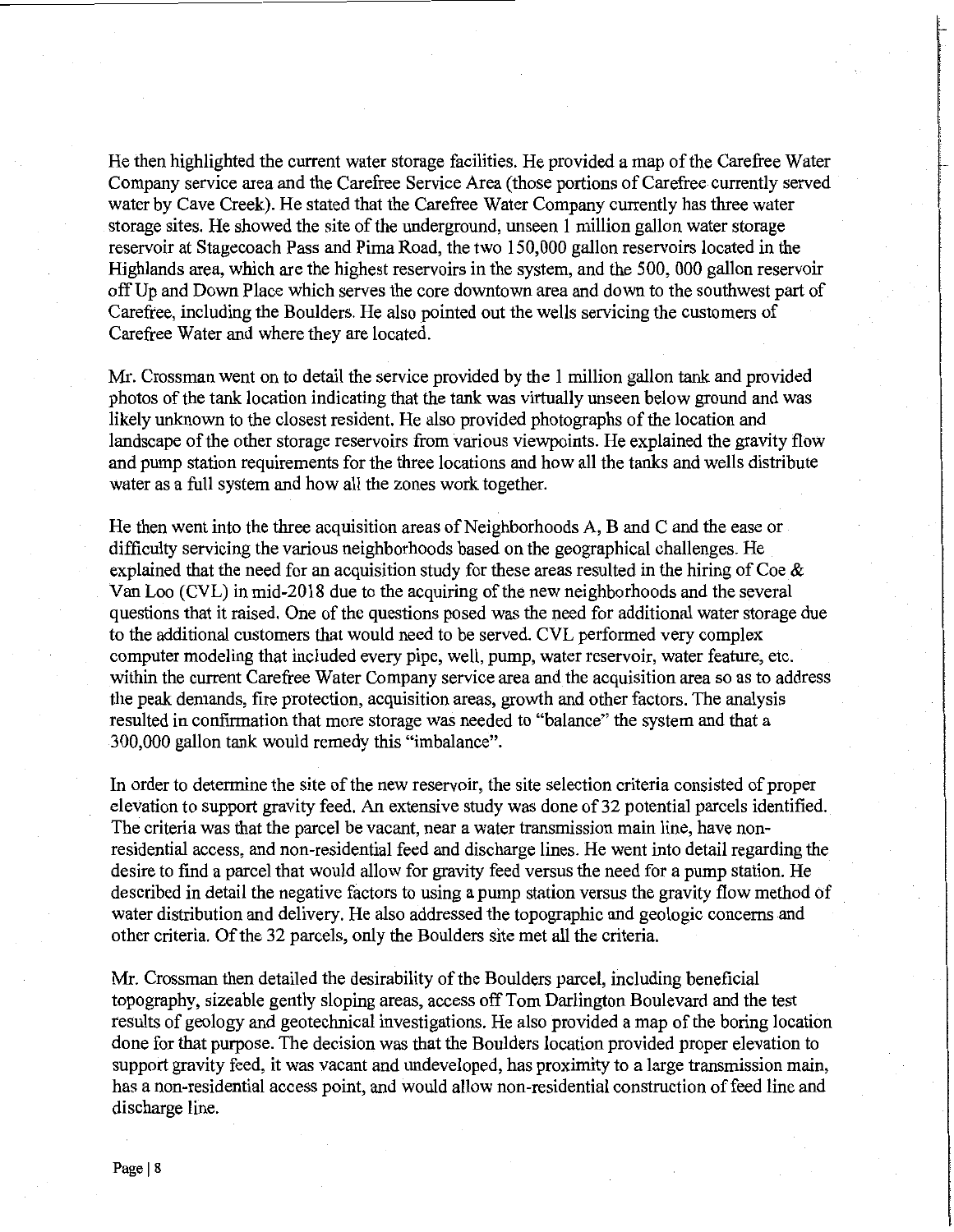He then highlighted the current water storage facilities. He provided a map of the Carefree Water Company service area and the Carefree Service Area (those portions of Carefree currently served water by Cave Creek). He stated that the Carefree Water Company currently has three water storage sites. He showed the site of the underground, unseen 1 million gallon water storage reservoir at Stagecoach Pass and Pima Road, the two 150,000 gallon reservoirs located in the Highlands area, which are the highest reservoirs in the system, and the 500, 000 gallon reservoir off Up and Down Place which serves the core downtown area and down to the southwest part of Carefree, including the Boulders. He also pointed out the wells servicing the customers of Carefree Water and where they are located.

Mr. Crossman went on to detail the service provided by the 1 million gallon tank and provided photos of the tank location indicating that the tank was virtually unseen below ground and was likely unknown to the closest resident. He also provided photographs of the location and landscape of the other storage reservoirs from various viewpoints. He explained the gravity flow and pump station requirements for the three locations and how all the tanks and wells distribute water as a full system and how all the zones work together.

He then went into the three acquisition areas of Neighborhoods A, B and C and the ease or difficulty servicing the various neighborhoods based on the geographical challenges. He explained that the need for an acquisition study for these areas resulted in the hiring of Coe & Van Loo (CVL) in mid-2018 due to the acquiring of the new neighborhoods and the several questions that it raised. One of the questions posed was the need for additional water storage due to the additional customers that would need to be served. CVL performed very complex computer modeling that included every pipe, well, pump, water reservoir, water feature, etc. within the current Carefree Water Company service area and the acquisition area so as to address the peak demands, fire protection, acquisition areas, growth and other factors. The analysis resulted in confirmation that more storage was needed to "balance" the system and that a 300,000 gallon tank would remedy this "imbalance".

In order to determine the site of the new reservoir, the site selection criteria consisted of proper elevation to support gravity feed. An extensive study was done of 32 potential parcels identified. The criteria was that the parcel be vacant, near a water transmission main line, have non-residential access, and non-residential feed and discharge lines. He went into detail regarding the desire to find a parcel that would allow for gravity feed versus the need for a pump station. He described in detail the negative factors to using a pump station versus the gravity flow method of water distribution and delivery. He also addressed the topographic and geologic concerns and other criteria. Of the 32 parcels, only the Boulders site met all the criteria.

Mr. Crossman then detailed the desirability of the Boulders parcel, including beneficial topography, sizeable gently sloping areas, access off Tom Darlington Boulevard and the test results of geology and geotechnical investigations. He also provided a map of the boring location done for that purpose. The decision was that the Boulders location provided proper elevation to support gravity feed, it was vacant and undeveloped, has proximity to a large transmission main, has a non-residential access point, and would allow non-residential construction of feed line and discharge line.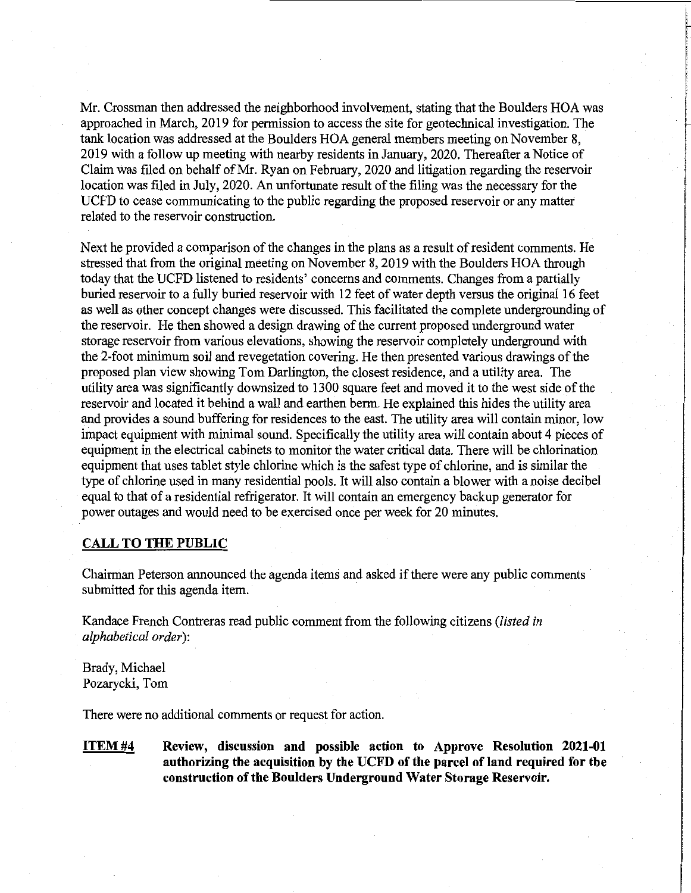Mr. Crossman then addressed the neighborhood involvement, stating that the Boulders HOA was approached in March, 2019 for permission to access the site for geotechnical investigation. The tank location was addressed at the Boulders HOA general members meeting on November 8, 2019 with a follow up meeting with nearby residents in January, 2020. Thereafter a Notice of Claim was filed on behalf of Mr. Ryan on February, 2020 and litigation regarding the reservoir location was filed in July, 2020. An unfortunate result of the filing was the necessary for the UCFD to cease communicating to the public regarding the proposed reservoir or any matter related to the reservoir construction.

Next he provided a comparison of the changes in the plans as a result of resident comments. He stressed that from the original meeting on November 8, 2019 with the Boulders HOA through today that the UCFD listened to residents' concerns and comments. Changes from a partially buried reservoir to a fully buried reservoir with 12 feet of water depth versus the original 16 feet as well as other concept changes were discussed. This facilitated the complete undergrounding of the reservoir. He then showed a design drawing of the current proposed underground water storage reservoir from various elevations, showing the reservoir completely underground with the 2-foot minimum soil and revegetation covering. He then presented various drawings of the proposed plan view showing Tom Darlington, the closest residence, and a utility area. The utility area was significantly downsized to 1300 square feet and moved it to the west side of the reservoir and located it behind a wall and earthen berm. He explained this hides the utility area and provides a sound buffering for residences to the east. The utility area will contain minor, low impact equipment with minimal sound. Specifically the utility area will contain about 4 pieces of equipment in the electrical cabinets to monitor the water critical data. There will be chlorination equipment that uses tablet style chlorine which is the safest type of chlorine, and is similar the type of chlorine used in many residential pools. It will also contain a blower with a noise decibel equal to that of a residential refrigerator. It will contain an emergency backup generator for power outages and would need to be exercised once per week for 20 minutes.

## CALL TO THE PUBLIC

Chairman Peterson announced the agenda items and asked if there were any public comments submitted for this agenda item.

Kandace French Contreras read public comment from the following citizens (*listed in alphabetical order*):

Brady, Michael
Pozarycki, Tom

There were no additional comments or request for action.

**ITEM #4 Review, discussion and possible action to Approve Resolution 2021-01 authorizing the acquisition by the UCFD of the parcel of land required for the construction of the Boulders Underground Water Storage Reservoir.**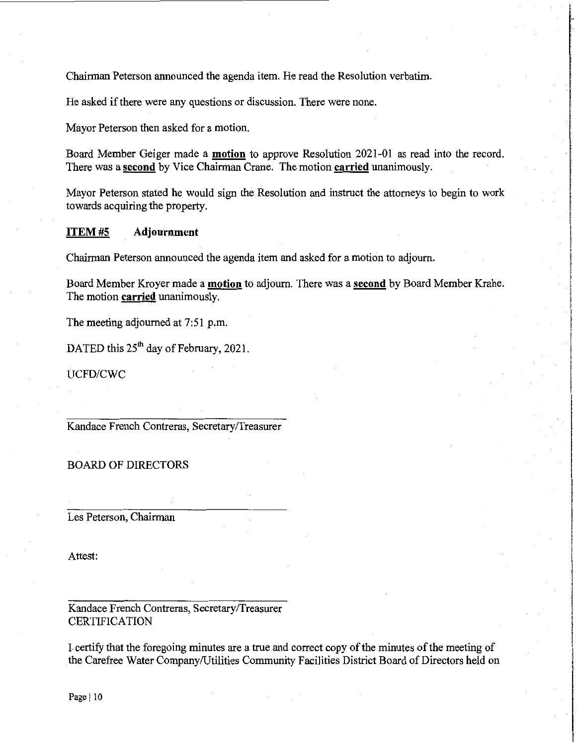Chairman Peterson announced the agenda item. He read the Resolution verbatim.

He asked if there were any questions or discussion. There were none.

Mayor Peterson then asked for a motion.

Board Member Geiger made a **motion** to approve Resolution 2021-01 as read into the record. There was a **second** by Vice Chairman Crane. The motion **carried** unanimously.

Mayor Peterson stated he would sign the Resolution and instruct the attorneys to begin to work towards acquiring the property.

**ITEM #5 Adjournment**

Chairman Peterson announced the agenda item and asked for a motion to adjourn.

Board Member Kroyer made a **motion** to adjourn. There was a **second** by Board Member Krahe. The motion **carried** unanimously.

The meeting adjourned at 7:51 p.m.

DATED this 25th day of February, 2021.

UCFD/CWC

______________________________
Kandace French Contreras, Secretary/Treasurer

BOARD OF DIRECTORS

______________________________
Les Peterson, Chairman

Attest:

______________________________
Kandace French Contreras, Secretary/Treasurer

CERTIFICATION

I certify that the foregoing minutes are a true and correct copy of the minutes of the meeting of the Carefree Water Company/Utilities Community Facilities District Board of Directors held on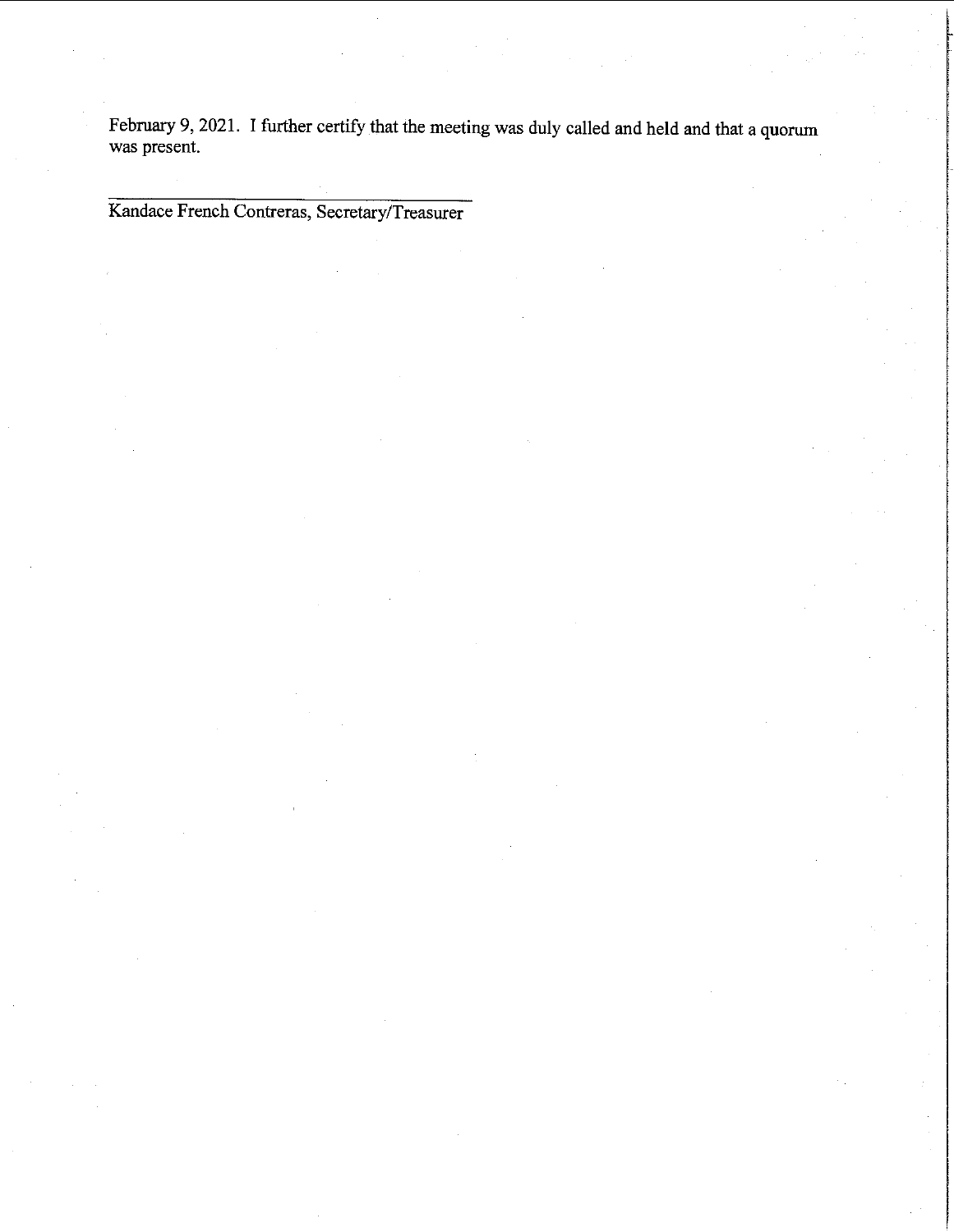February 9, 2021. I further certify that the meeting was duly called and held and that a quorum was present.

\_\_\_\_\_\_\_\_\_\_\_\_\_\_\_\_\_\_\_\_\_\_\_\_\_\_\_\_\_\_\_\_\_\_\_\_\_\_\_\_

Kandace French Contreras, Secretary/Treasurer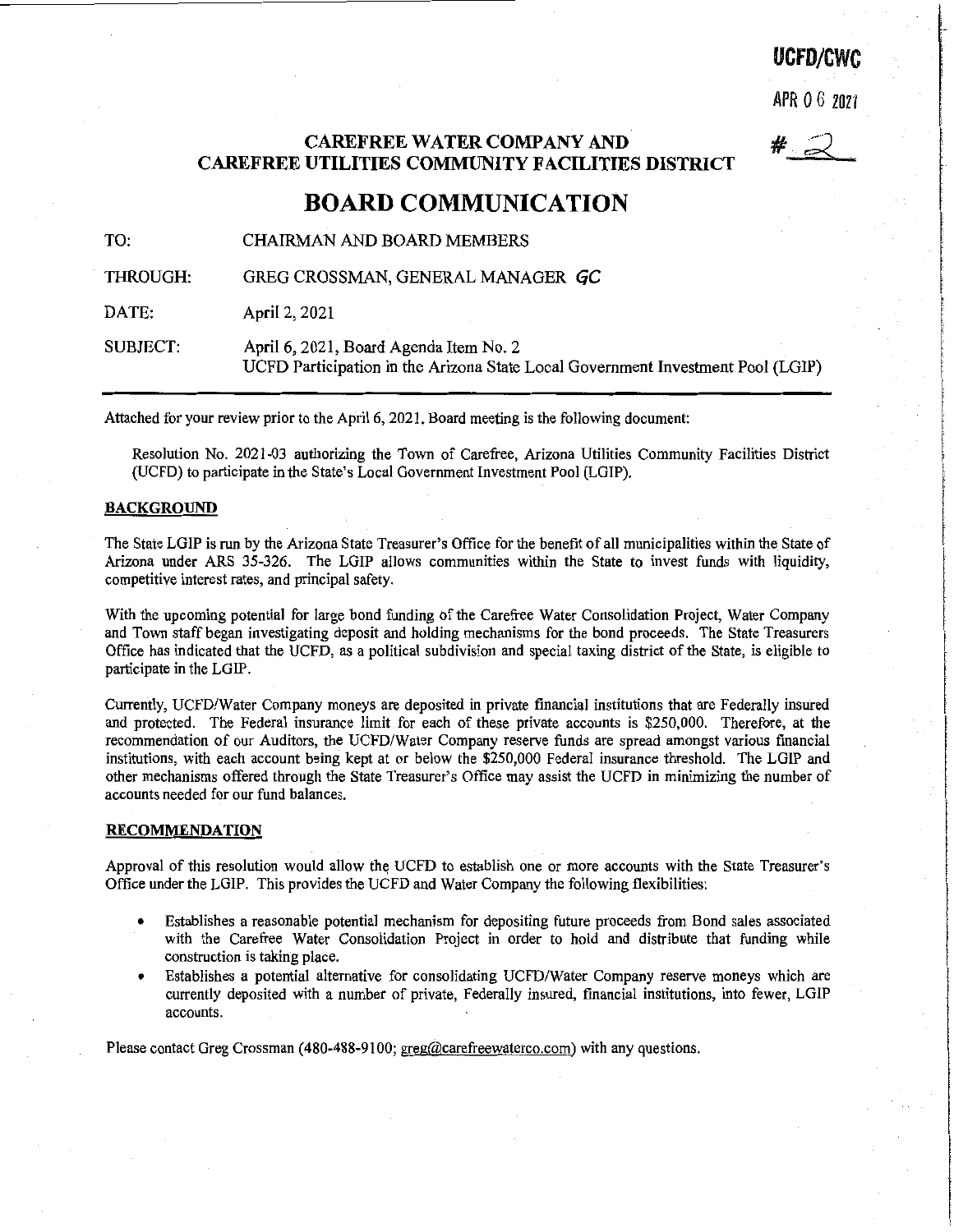UCFD/CWC

APR 06 2021

# 2

## CAREFREE WATER COMPANY AND CAREFREE UTILITIES COMMUNITY FACILITIES DISTRICT

# BOARD COMMUNICATION

TO: CHAIRMAN AND BOARD MEMBERS

THROUGH: GREG CROSSMAN, GENERAL MANAGER *GC*

DATE: April 2, 2021

SUBJECT: April 6, 2021, Board Agenda Item No. 2
UCFD Participation in the Arizona State Local Government Investment Pool (LGIP)

---

Attached for your review prior to the April 6, 2021, Board meeting is the following document:

Resolution No. 2021-03 authorizing the Town of Carefree, Arizona Utilities Community Facilities District (UCFD) to participate in the State's Local Government Investment Pool (LGIP).

**BACKGROUND**

The State LGIP is run by the Arizona State Treasurer's Office for the benefit of all municipalities within the State of Arizona under ARS 35-326. The LGIP allows communities within the State to invest funds with liquidity, competitive interest rates, and principal safety.

With the upcoming potential for large bond funding of the Carefree Water Consolidation Project, Water Company and Town staff began investigating deposit and holding mechanisms for the bond proceeds. The State Treasurers Office has indicated that the UCFD, as a political subdivision and special taxing district of the State, is eligible to participate in the LGIP.

Currently, UCFD/Water Company moneys are deposited in private financial institutions that are Federally insured and protected. The Federal insurance limit for each of these private accounts is $250,000. Therefore, at the recommendation of our Auditors, the UCFD/Water Company reserve funds are spread amongst various financial institutions, with each account being kept at or below the $250,000 Federal insurance threshold. The LGIP and other mechanisms offered through the State Treasurer's Office may assist the UCFD in minimizing the number of accounts needed for our fund balances.

**RECOMMENDATION**

Approval of this resolution would allow the UCFD to establish one or more accounts with the State Treasurer's Office under the LGIP. This provides the UCFD and Water Company the following flexibilities:

- Establishes a reasonable potential mechanism for depositing future proceeds from Bond sales associated with the Carefree Water Consolidation Project in order to hold and distribute that funding while construction is taking place.
- Establishes a potential alternative for consolidating UCFD/Water Company reserve moneys which are currently deposited with a number of private, Federally insured, financial institutions, into fewer, LGIP accounts.

Please contact Greg Crossman (480-488-9100; greg@carefreewaterco.com) with any questions.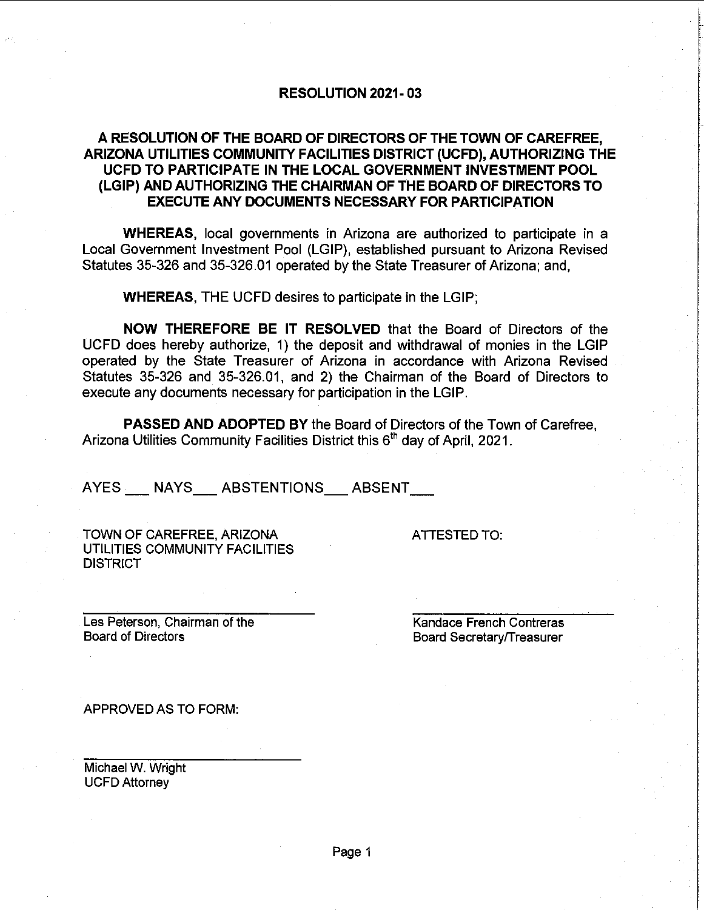# RESOLUTION 2021- 03

## A RESOLUTION OF THE BOARD OF DIRECTORS OF THE TOWN OF CAREFREE, ARIZONA UTILITIES COMMUNITY FACILITIES DISTRICT (UCFD), AUTHORIZING THE UCFD TO PARTICIPATE IN THE LOCAL GOVERNMENT INVESTMENT POOL (LGIP) AND AUTHORIZING THE CHAIRMAN OF THE BOARD OF DIRECTORS TO EXECUTE ANY DOCUMENTS NECESSARY FOR PARTICIPATION

**WHEREAS,** local governments in Arizona are authorized to participate in a Local Government Investment Pool (LGIP), established pursuant to Arizona Revised Statutes 35-326 and 35-326.01 operated by the State Treasurer of Arizona; and,

**WHEREAS**, THE UCFD desires to participate in the LGIP;

**NOW THEREFORE BE IT RESOLVED** that the Board of Directors of the UCFD does hereby authorize, 1) the deposit and withdrawal of monies in the LGIP operated by the State Treasurer of Arizona in accordance with Arizona Revised Statutes 35-326 and 35-326.01, and 2) the Chairman of the Board of Directors to execute any documents necessary for participation in the LGIP.

**PASSED AND ADOPTED BY** the Board of Directors of the Town of Carefree, Arizona Utilities Community Facilities District this 6th day of April, 2021.

AYES ___ NAYS___ ABSTENTIONS___ ABSENT___

TOWN OF CAREFREE, ARIZONA
UTILITIES COMMUNITY FACILITIES
DISTRICT

ATTESTED TO:

\_\_\_\_\_\_\_\_\_\_\_\_\_\_\_\_\_\_\_\_\_\_\_\_\_\_\_\_
Les Peterson, Chairman of the
Board of Directors

\_\_\_\_\_\_\_\_\_\_\_\_\_\_\_\_\_\_\_\_\_\_\_\_\_\_\_\_
Kandace French Contreras
Board Secretary/Treasurer

APPROVED AS TO FORM:

\_\_\_\_\_\_\_\_\_\_\_\_\_\_\_\_\_\_\_\_\_\_\_\_\_\_\_\_
Michael W. Wright
UCFD Attorney